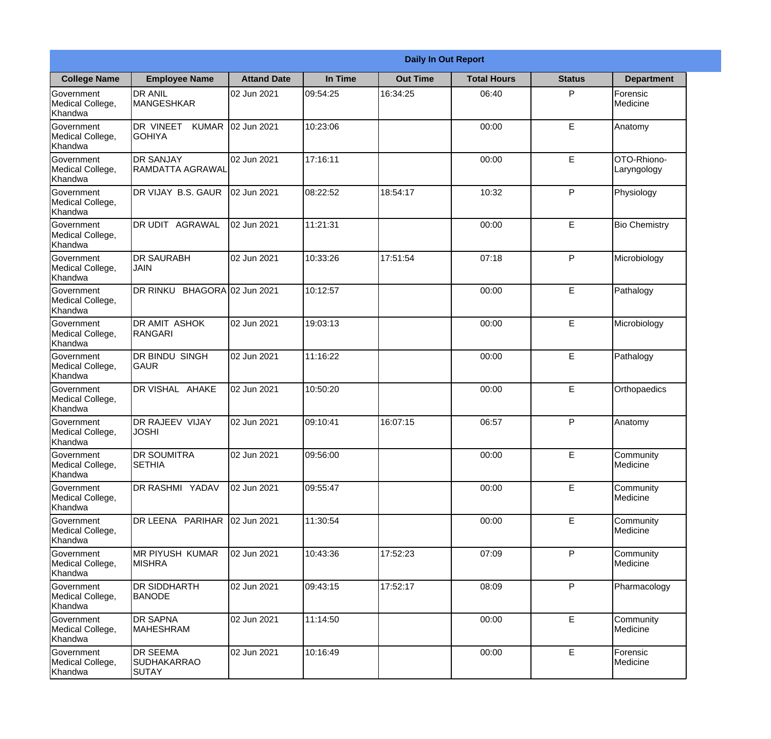**Daily In Out Report**

| College Name | Employee Name | Attand Date | In Time | Out Time | Total Hours | Status | Department |
|---|---|---|---|---|---|---|---|
| Government Medical College, Khandwa | DR ANIL MANGESHKAR | 02 Jun 2021 | 09:54:25 | 16:34:25 | 06:40 | P | Forensic Medicine |
| Government Medical College, Khandwa | DR VINEET KUMAR GOHIYA | 02 Jun 2021 | 10:23:06 | | 00:00 | E | Anatomy |
| Government Medical College, Khandwa | DR SANJAY RAMDATTA AGRAWAL | 02 Jun 2021 | 17:16:11 | | 00:00 | E | OTO-Rhiono-Laryngology |
| Government Medical College, Khandwa | DR VIJAY B.S. GAUR | 02 Jun 2021 | 08:22:52 | 18:54:17 | 10:32 | P | Physiology |
| Government Medical College, Khandwa | DR UDIT AGRAWAL | 02 Jun 2021 | 11:21:31 | | 00:00 | E | Bio Chemistry |
| Government Medical College, Khandwa | DR SAURABH JAIN | 02 Jun 2021 | 10:33:26 | 17:51:54 | 07:18 | P | Microbiology |
| Government Medical College, Khandwa | DR RINKU BHAGORA | 02 Jun 2021 | 10:12:57 | | 00:00 | E | Pathalogy |
| Government Medical College, Khandwa | DR AMIT ASHOK RANGARI | 02 Jun 2021 | 19:03:13 | | 00:00 | E | Microbiology |
| Government Medical College, Khandwa | DR BINDU SINGH GAUR | 02 Jun 2021 | 11:16:22 | | 00:00 | E | Pathalogy |
| Government Medical College, Khandwa | DR VISHAL AHAKE | 02 Jun 2021 | 10:50:20 | | 00:00 | E | Orthopaedics |
| Government Medical College, Khandwa | DR RAJEEV VIJAY JOSHI | 02 Jun 2021 | 09:10:41 | 16:07:15 | 06:57 | P | Anatomy |
| Government Medical College, Khandwa | DR SOUMITRA SETHIA | 02 Jun 2021 | 09:56:00 | | 00:00 | E | Community Medicine |
| Government Medical College, Khandwa | DR RASHMI YADAV | 02 Jun 2021 | 09:55:47 | | 00:00 | E | Community Medicine |
| Government Medical College, Khandwa | DR LEENA PARIHAR | 02 Jun 2021 | 11:30:54 | | 00:00 | E | Community Medicine |
| Government Medical College, Khandwa | MR PIYUSH KUMAR MISHRA | 02 Jun 2021 | 10:43:36 | 17:52:23 | 07:09 | P | Community Medicine |
| Government Medical College, Khandwa | DR SIDDHARTH BANODE | 02 Jun 2021 | 09:43:15 | 17:52:17 | 08:09 | P | Pharmacology |
| Government Medical College, Khandwa | DR SAPNA MAHESHRAM | 02 Jun 2021 | 11:14:50 | | 00:00 | E | Community Medicine |
| Government Medical College, Khandwa | DR SEEMA SUDHAKARRAO SUTAY | 02 Jun 2021 | 10:16:49 | | 00:00 | E | Forensic Medicine |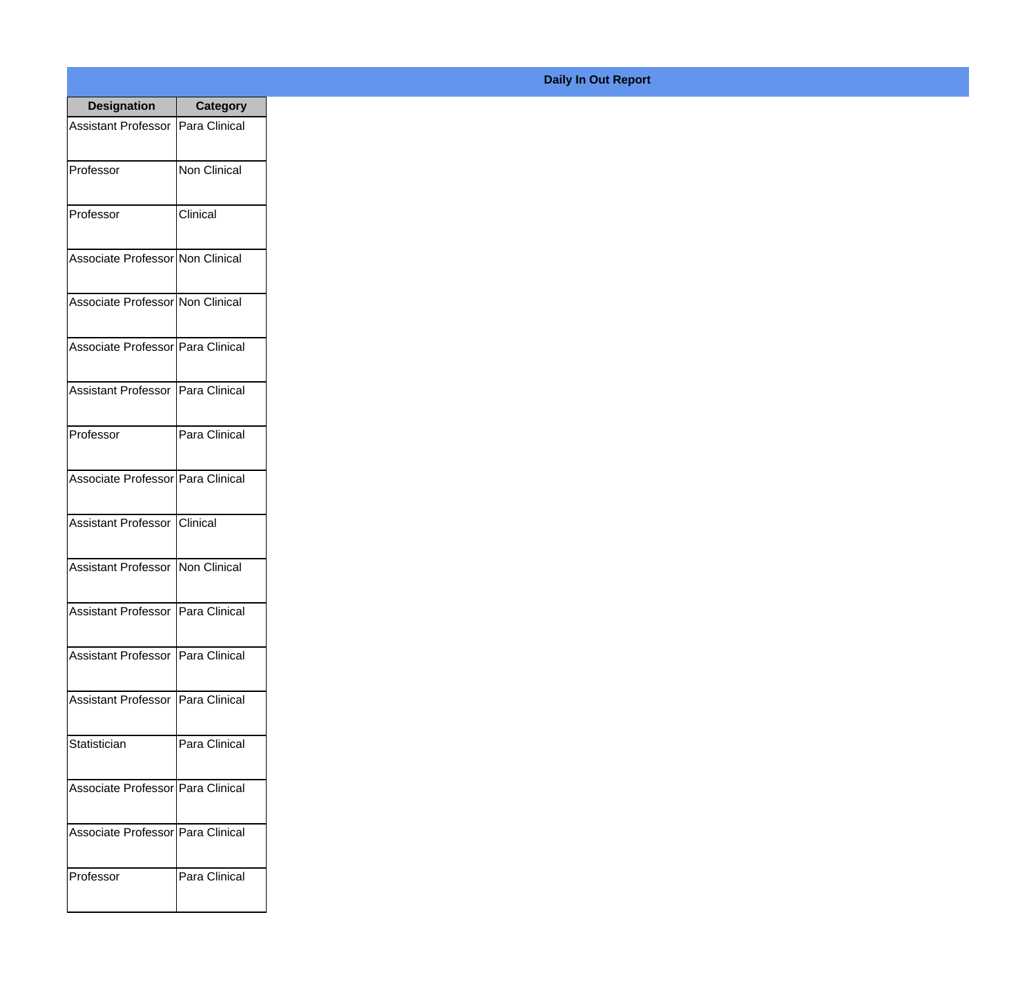## Daily In Out Report

| Designation | Category |
|---|---|
| Assistant Professor | Para Clinical |
| Professor | Non Clinical |
| Professor | Clinical |
| Associate Professor | Non Clinical |
| Associate Professor | Non Clinical |
| Associate Professor | Para Clinical |
| Assistant Professor | Para Clinical |
| Professor | Para Clinical |
| Associate Professor | Para Clinical |
| Assistant Professor | Clinical |
| Assistant Professor | Non Clinical |
| Assistant Professor | Para Clinical |
| Assistant Professor | Para Clinical |
| Assistant Professor | Para Clinical |
| Statistician | Para Clinical |
| Associate Professor | Para Clinical |
| Associate Professor | Para Clinical |
| Professor | Para Clinical |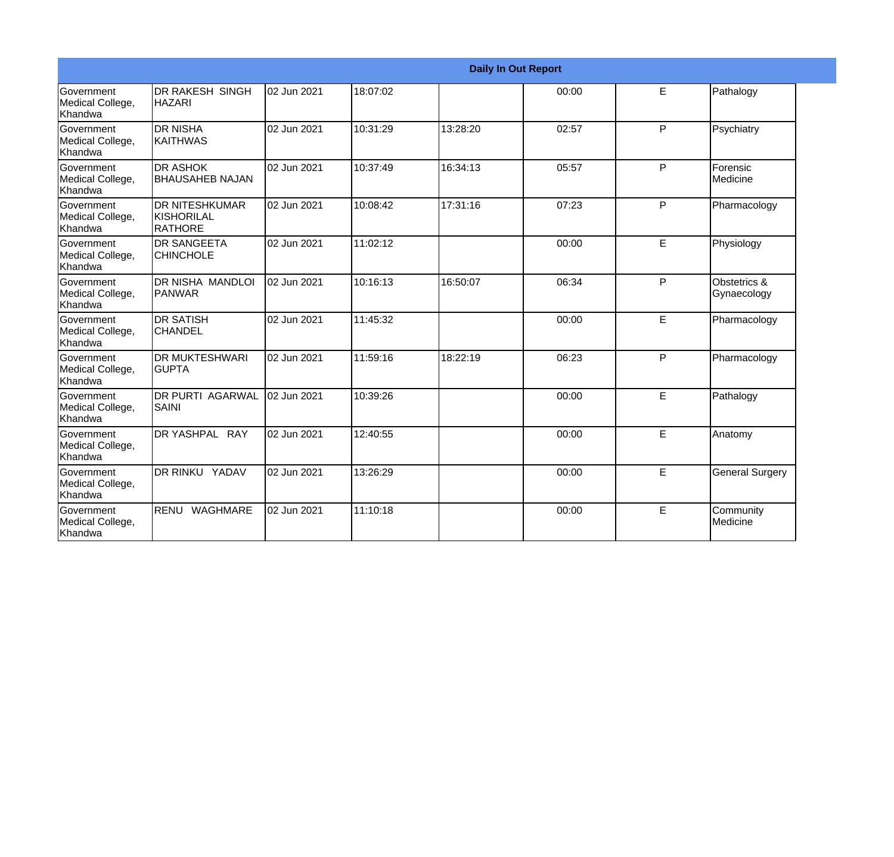| Daily In Out Report | | | | | | | |
|---|---|---|---|---|---|---|---|
| Government Medical College, Khandwa | DR RAKESH SINGH HAZARI | 02 Jun 2021 | 18:07:02 | | 00:00 | E | Pathalogy |
| Government Medical College, Khandwa | DR NISHA KAITHWAS | 02 Jun 2021 | 10:31:29 | 13:28:20 | 02:57 | P | Psychiatry |
| Government Medical College, Khandwa | DR ASHOK BHAUSAHEB NAJAN | 02 Jun 2021 | 10:37:49 | 16:34:13 | 05:57 | P | Forensic Medicine |
| Government Medical College, Khandwa | DR NITESHKUMAR KISHORILAL RATHORE | 02 Jun 2021 | 10:08:42 | 17:31:16 | 07:23 | P | Pharmacology |
| Government Medical College, Khandwa | DR SANGEETA CHINCHOLE | 02 Jun 2021 | 11:02:12 | | 00:00 | E | Physiology |
| Government Medical College, Khandwa | DR NISHA MANDLOI PANWAR | 02 Jun 2021 | 10:16:13 | 16:50:07 | 06:34 | P | Obstetrics & Gynaecology |
| Government Medical College, Khandwa | DR SATISH CHANDEL | 02 Jun 2021 | 11:45:32 | | 00:00 | E | Pharmacology |
| Government Medical College, Khandwa | DR MUKTESHWARI GUPTA | 02 Jun 2021 | 11:59:16 | 18:22:19 | 06:23 | P | Pharmacology |
| Government Medical College, Khandwa | DR PURTI AGARWAL SAINI | 02 Jun 2021 | 10:39:26 | | 00:00 | E | Pathalogy |
| Government Medical College, Khandwa | DR YASHPAL RAY | 02 Jun 2021 | 12:40:55 | | 00:00 | E | Anatomy |
| Government Medical College, Khandwa | DR RINKU YADAV | 02 Jun 2021 | 13:26:29 | | 00:00 | E | General Surgery |
| Government Medical College, Khandwa | RENU WAGHMARE | 02 Jun 2021 | 11:10:18 | | 00:00 | E | Community Medicine |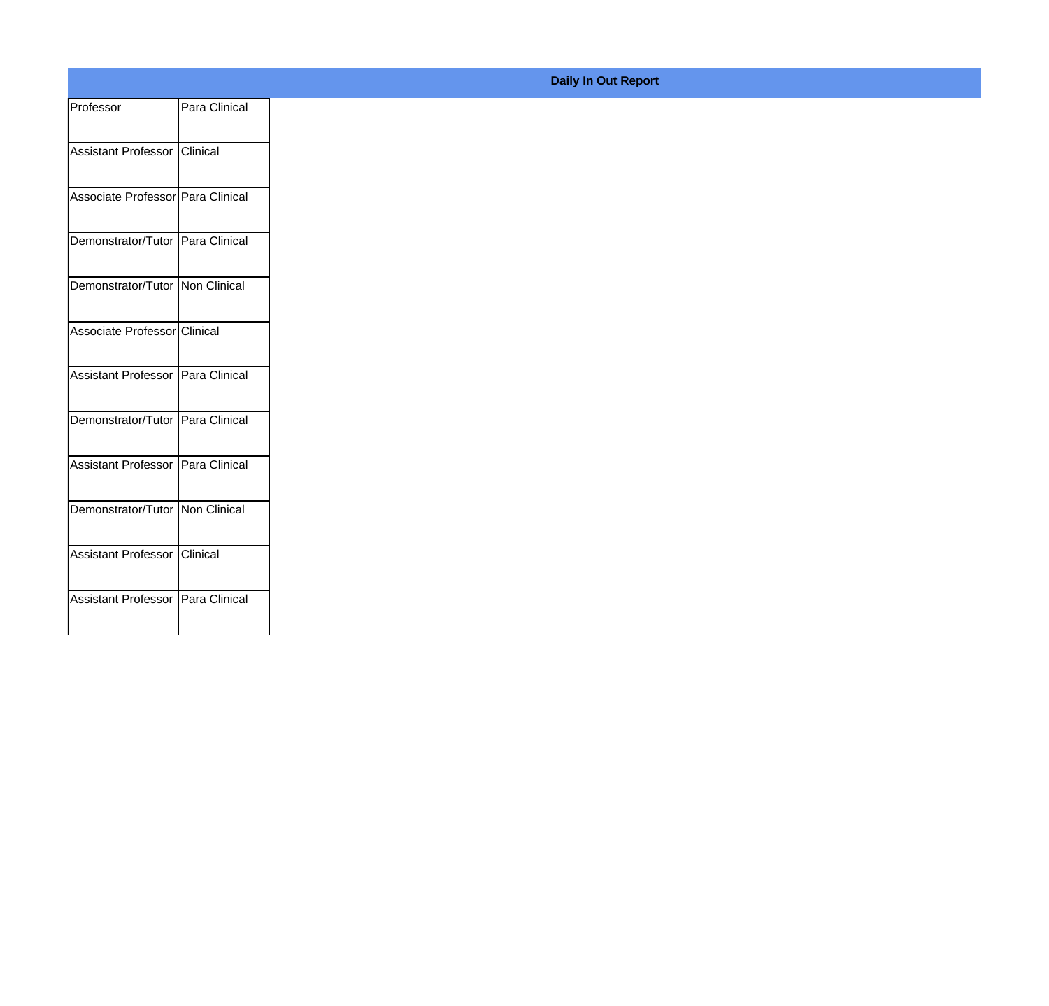**Daily In Out Report**

| | |
|---|---|
| Professor | Para Clinical |
| Assistant Professor | Clinical |
| Associate Professor | Para Clinical |
| Demonstrator/Tutor | Para Clinical |
| Demonstrator/Tutor | Non Clinical |
| Associate Professor | Clinical |
| Assistant Professor | Para Clinical |
| Demonstrator/Tutor | Para Clinical |
| Assistant Professor | Para Clinical |
| Demonstrator/Tutor | Non Clinical |
| Assistant Professor | Clinical |
| Assistant Professor | Para Clinical |